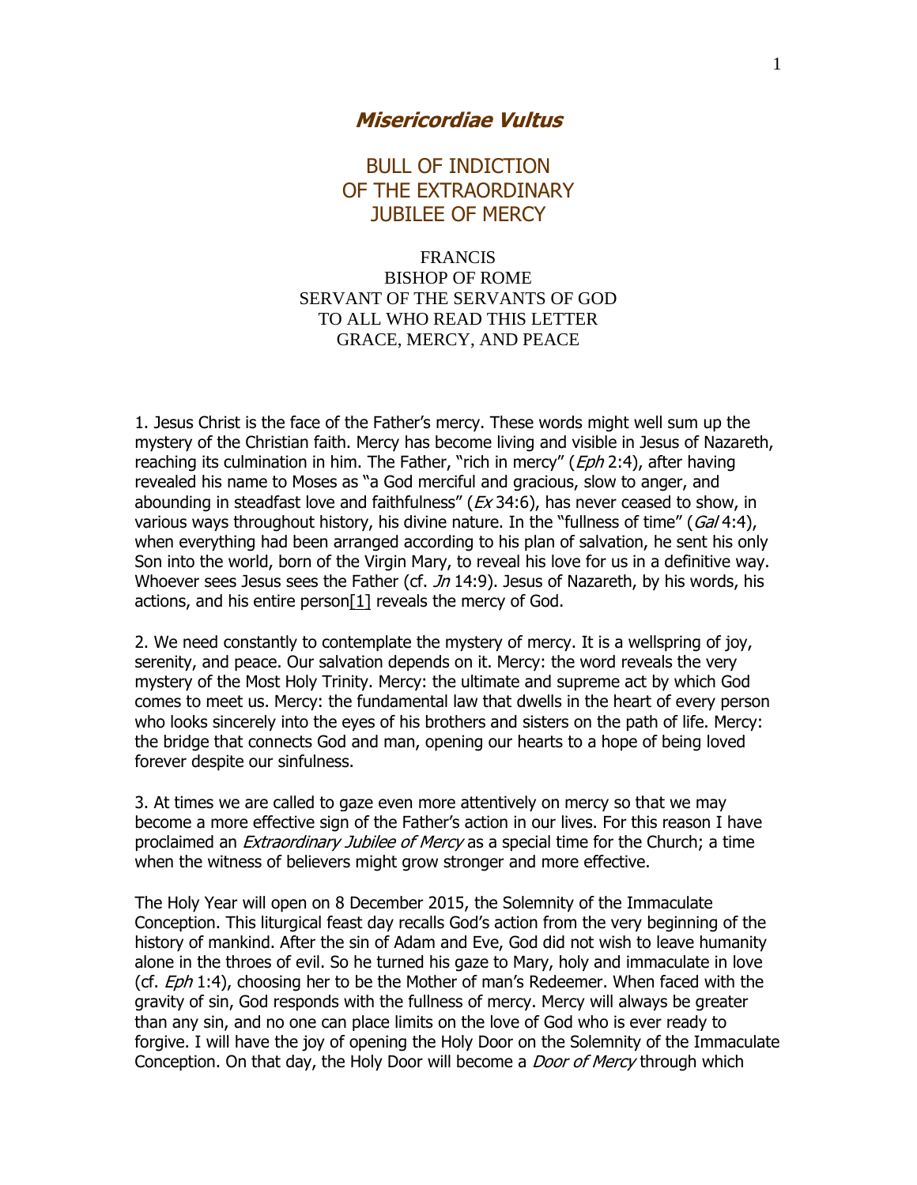# *Misericordiae Vultus*

## BULL OF INDICTION OF THE EXTRAORDINARY JUBILEE OF MERCY

FRANCIS
BISHOP OF ROME
SERVANT OF THE SERVANTS OF GOD
TO ALL WHO READ THIS LETTER
GRACE, MERCY, AND PEACE

1. Jesus Christ is the face of the Father's mercy. These words might well sum up the mystery of the Christian faith. Mercy has become living and visible in Jesus of Nazareth, reaching its culmination in him. The Father, "rich in mercy" (*Eph* 2:4), after having revealed his name to Moses as "a God merciful and gracious, slow to anger, and abounding in steadfast love and faithfulness" (*Ex* 34:6), has never ceased to show, in various ways throughout history, his divine nature. In the "fullness of time" (*Gal* 4:4), when everything had been arranged according to his plan of salvation, he sent his only Son into the world, born of the Virgin Mary, to reveal his love for us in a definitive way. Whoever sees Jesus sees the Father (cf. *Jn* 14:9). Jesus of Nazareth, by his words, his actions, and his entire person[1] reveals the mercy of God.

2. We need constantly to contemplate the mystery of mercy. It is a wellspring of joy, serenity, and peace. Our salvation depends on it. Mercy: the word reveals the very mystery of the Most Holy Trinity. Mercy: the ultimate and supreme act by which God comes to meet us. Mercy: the fundamental law that dwells in the heart of every person who looks sincerely into the eyes of his brothers and sisters on the path of life. Mercy: the bridge that connects God and man, opening our hearts to a hope of being loved forever despite our sinfulness.

3. At times we are called to gaze even more attentively on mercy so that we may become a more effective sign of the Father's action in our lives. For this reason I have proclaimed an *Extraordinary Jubilee of Mercy* as a special time for the Church; a time when the witness of believers might grow stronger and more effective.

The Holy Year will open on 8 December 2015, the Solemnity of the Immaculate Conception. This liturgical feast day recalls God's action from the very beginning of the history of mankind. After the sin of Adam and Eve, God did not wish to leave humanity alone in the throes of evil. So he turned his gaze to Mary, holy and immaculate in love (cf. *Eph* 1:4), choosing her to be the Mother of man's Redeemer. When faced with the gravity of sin, God responds with the fullness of mercy. Mercy will always be greater than any sin, and no one can place limits on the love of God who is ever ready to forgive. I will have the joy of opening the Holy Door on the Solemnity of the Immaculate Conception. On that day, the Holy Door will become a *Door of Mercy* through which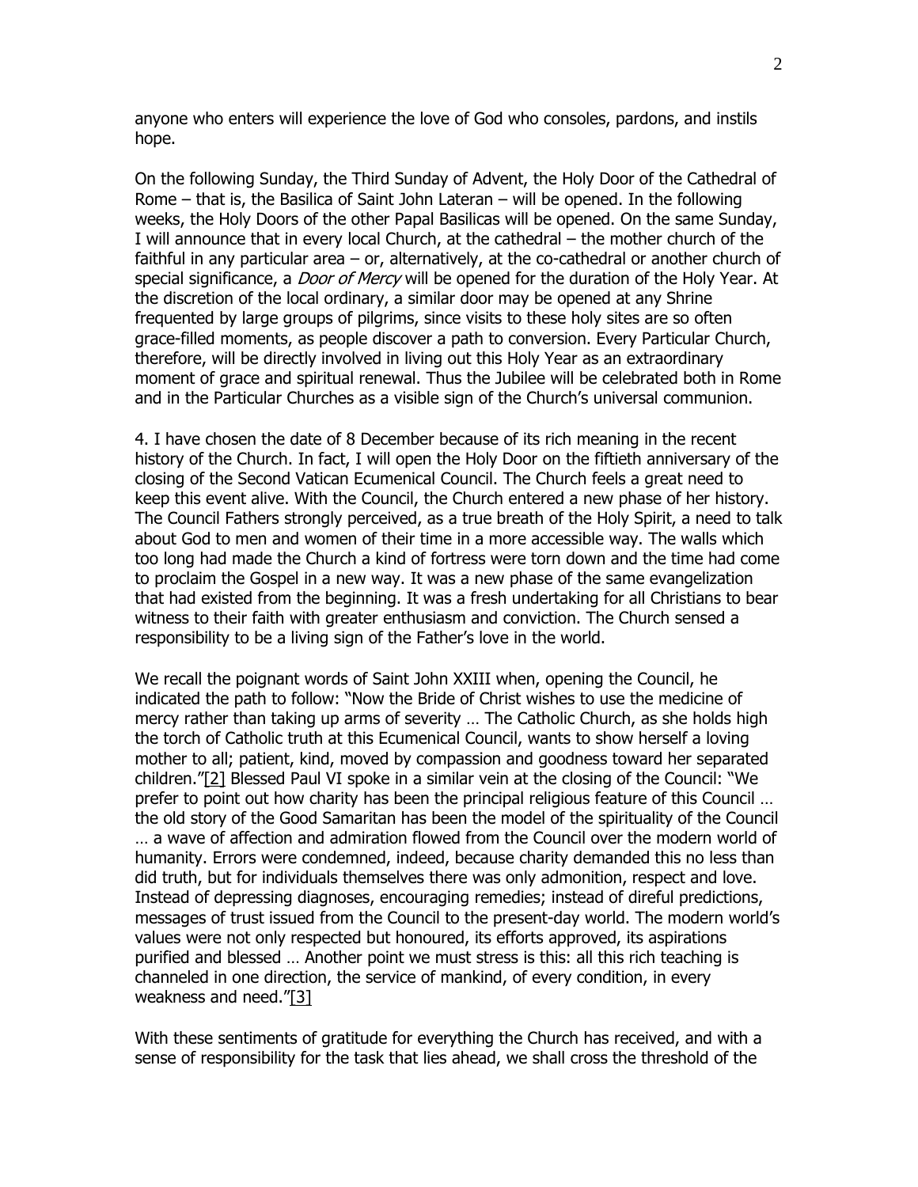anyone who enters will experience the love of God who consoles, pardons, and instils hope.

On the following Sunday, the Third Sunday of Advent, the Holy Door of the Cathedral of Rome – that is, the Basilica of Saint John Lateran – will be opened. In the following weeks, the Holy Doors of the other Papal Basilicas will be opened. On the same Sunday, I will announce that in every local Church, at the cathedral – the mother church of the faithful in any particular area – or, alternatively, at the co-cathedral or another church of special significance, a *Door of Mercy* will be opened for the duration of the Holy Year. At the discretion of the local ordinary, a similar door may be opened at any Shrine frequented by large groups of pilgrims, since visits to these holy sites are so often grace-filled moments, as people discover a path to conversion. Every Particular Church, therefore, will be directly involved in living out this Holy Year as an extraordinary moment of grace and spiritual renewal. Thus the Jubilee will be celebrated both in Rome and in the Particular Churches as a visible sign of the Church's universal communion.

4. I have chosen the date of 8 December because of its rich meaning in the recent history of the Church. In fact, I will open the Holy Door on the fiftieth anniversary of the closing of the Second Vatican Ecumenical Council. The Church feels a great need to keep this event alive. With the Council, the Church entered a new phase of her history. The Council Fathers strongly perceived, as a true breath of the Holy Spirit, a need to talk about God to men and women of their time in a more accessible way. The walls which too long had made the Church a kind of fortress were torn down and the time had come to proclaim the Gospel in a new way. It was a new phase of the same evangelization that had existed from the beginning. It was a fresh undertaking for all Christians to bear witness to their faith with greater enthusiasm and conviction. The Church sensed a responsibility to be a living sign of the Father's love in the world.

We recall the poignant words of Saint John XXIII when, opening the Council, he indicated the path to follow: "Now the Bride of Christ wishes to use the medicine of mercy rather than taking up arms of severity … The Catholic Church, as she holds high the torch of Catholic truth at this Ecumenical Council, wants to show herself a loving mother to all; patient, kind, moved by compassion and goodness toward her separated children."[2] Blessed Paul VI spoke in a similar vein at the closing of the Council: "We prefer to point out how charity has been the principal religious feature of this Council … the old story of the Good Samaritan has been the model of the spirituality of the Council … a wave of affection and admiration flowed from the Council over the modern world of humanity. Errors were condemned, indeed, because charity demanded this no less than did truth, but for individuals themselves there was only admonition, respect and love. Instead of depressing diagnoses, encouraging remedies; instead of direful predictions, messages of trust issued from the Council to the present-day world. The modern world's values were not only respected but honoured, its efforts approved, its aspirations purified and blessed … Another point we must stress is this: all this rich teaching is channeled in one direction, the service of mankind, of every condition, in every weakness and need."[3]

With these sentiments of gratitude for everything the Church has received, and with a sense of responsibility for the task that lies ahead, we shall cross the threshold of the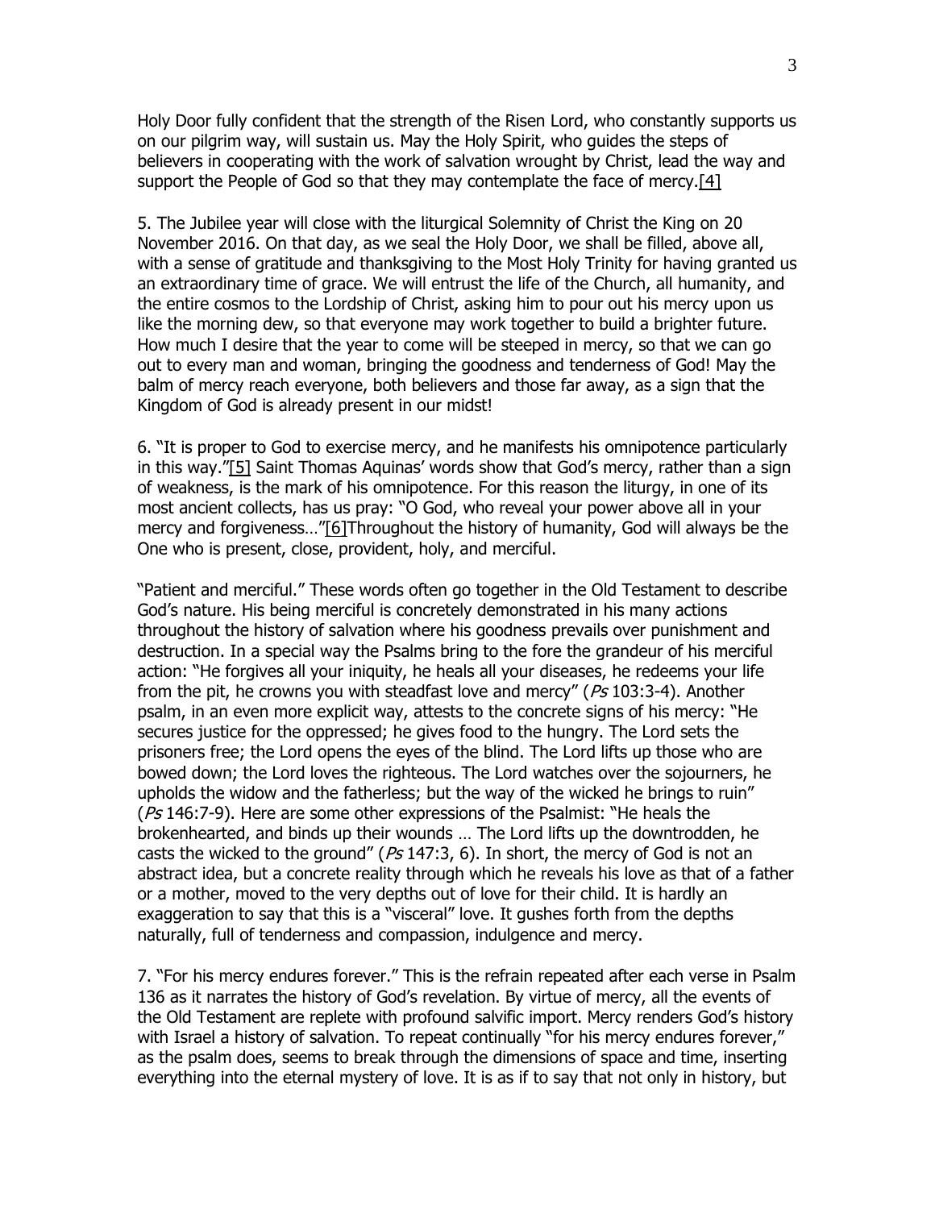Holy Door fully confident that the strength of the Risen Lord, who constantly supports us on our pilgrim way, will sustain us. May the Holy Spirit, who guides the steps of believers in cooperating with the work of salvation wrought by Christ, lead the way and support the People of God so that they may contemplate the face of mercy.[4]

5. The Jubilee year will close with the liturgical Solemnity of Christ the King on 20 November 2016. On that day, as we seal the Holy Door, we shall be filled, above all, with a sense of gratitude and thanksgiving to the Most Holy Trinity for having granted us an extraordinary time of grace. We will entrust the life of the Church, all humanity, and the entire cosmos to the Lordship of Christ, asking him to pour out his mercy upon us like the morning dew, so that everyone may work together to build a brighter future. How much I desire that the year to come will be steeped in mercy, so that we can go out to every man and woman, bringing the goodness and tenderness of God! May the balm of mercy reach everyone, both believers and those far away, as a sign that the Kingdom of God is already present in our midst!

6. "It is proper to God to exercise mercy, and he manifests his omnipotence particularly in this way."[5] Saint Thomas Aquinas' words show that God's mercy, rather than a sign of weakness, is the mark of his omnipotence. For this reason the liturgy, in one of its most ancient collects, has us pray: "O God, who reveal your power above all in your mercy and forgiveness…"[6]Throughout the history of humanity, God will always be the One who is present, close, provident, holy, and merciful.

"Patient and merciful." These words often go together in the Old Testament to describe God's nature. His being merciful is concretely demonstrated in his many actions throughout the history of salvation where his goodness prevails over punishment and destruction. In a special way the Psalms bring to the fore the grandeur of his merciful action: "He forgives all your iniquity, he heals all your diseases, he redeems your life from the pit, he crowns you with steadfast love and mercy" (*Ps* 103:3-4). Another psalm, in an even more explicit way, attests to the concrete signs of his mercy: "He secures justice for the oppressed; he gives food to the hungry. The Lord sets the prisoners free; the Lord opens the eyes of the blind. The Lord lifts up those who are bowed down; the Lord loves the righteous. The Lord watches over the sojourners, he upholds the widow and the fatherless; but the way of the wicked he brings to ruin" (*Ps* 146:7-9). Here are some other expressions of the Psalmist: "He heals the brokenhearted, and binds up their wounds … The Lord lifts up the downtrodden, he casts the wicked to the ground" (*Ps* 147:3, 6). In short, the mercy of God is not an abstract idea, but a concrete reality through which he reveals his love as that of a father or a mother, moved to the very depths out of love for their child. It is hardly an exaggeration to say that this is a "visceral" love. It gushes forth from the depths naturally, full of tenderness and compassion, indulgence and mercy.

7. "For his mercy endures forever." This is the refrain repeated after each verse in Psalm 136 as it narrates the history of God's revelation. By virtue of mercy, all the events of the Old Testament are replete with profound salvific import. Mercy renders God's history with Israel a history of salvation. To repeat continually "for his mercy endures forever," as the psalm does, seems to break through the dimensions of space and time, inserting everything into the eternal mystery of love. It is as if to say that not only in history, but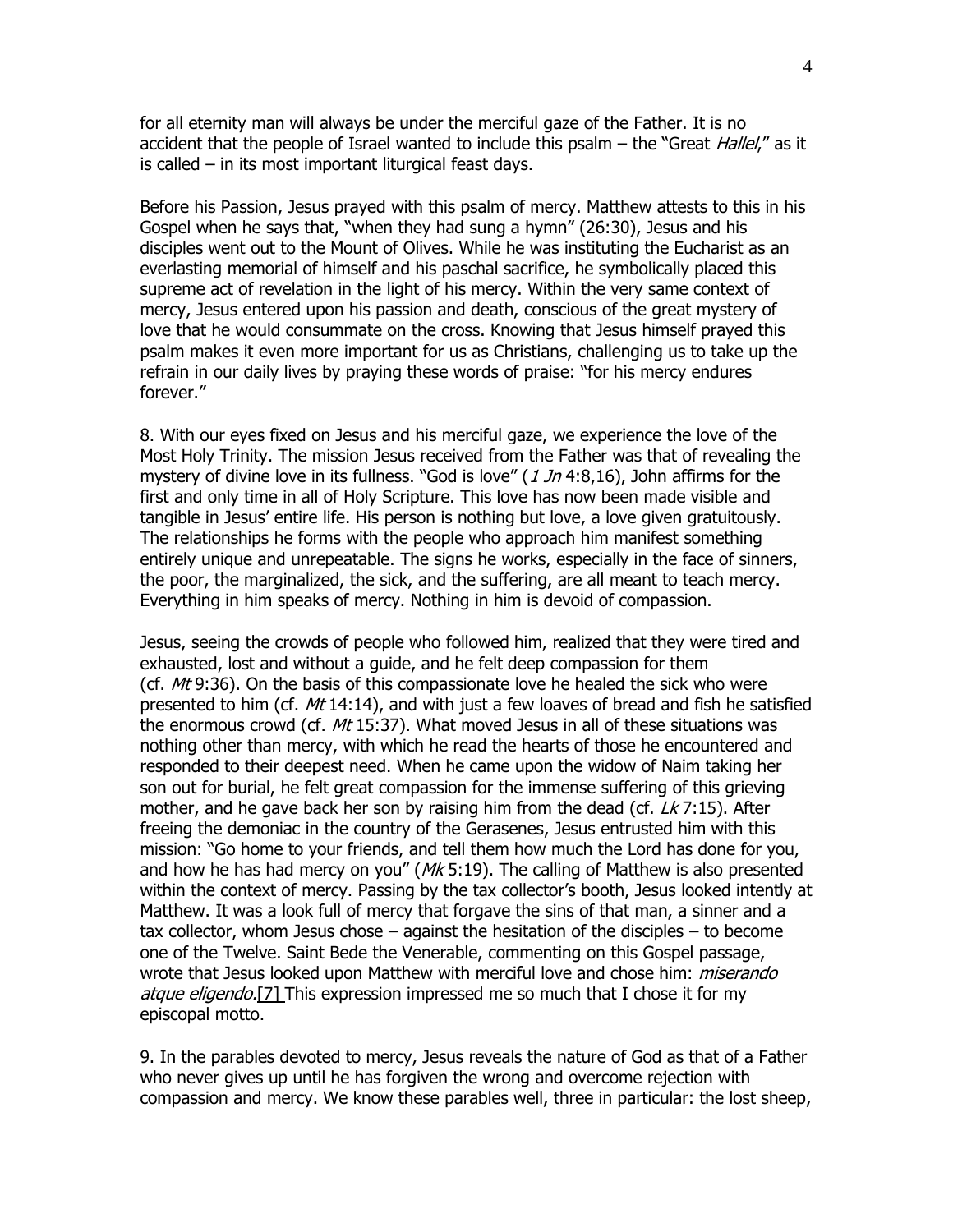for all eternity man will always be under the merciful gaze of the Father. It is no accident that the people of Israel wanted to include this psalm – the "Great *Hallel*," as it is called – in its most important liturgical feast days.

Before his Passion, Jesus prayed with this psalm of mercy. Matthew attests to this in his Gospel when he says that, "when they had sung a hymn" (26:30), Jesus and his disciples went out to the Mount of Olives. While he was instituting the Eucharist as an everlasting memorial of himself and his paschal sacrifice, he symbolically placed this supreme act of revelation in the light of his mercy. Within the very same context of mercy, Jesus entered upon his passion and death, conscious of the great mystery of love that he would consummate on the cross. Knowing that Jesus himself prayed this psalm makes it even more important for us as Christians, challenging us to take up the refrain in our daily lives by praying these words of praise: "for his mercy endures forever."

8. With our eyes fixed on Jesus and his merciful gaze, we experience the love of the Most Holy Trinity. The mission Jesus received from the Father was that of revealing the mystery of divine love in its fullness. "God is love" (*1 Jn* 4:8,16), John affirms for the first and only time in all of Holy Scripture. This love has now been made visible and tangible in Jesus' entire life. His person is nothing but love, a love given gratuitously. The relationships he forms with the people who approach him manifest something entirely unique and unrepeatable. The signs he works, especially in the face of sinners, the poor, the marginalized, the sick, and the suffering, are all meant to teach mercy. Everything in him speaks of mercy. Nothing in him is devoid of compassion.

Jesus, seeing the crowds of people who followed him, realized that they were tired and exhausted, lost and without a guide, and he felt deep compassion for them (cf. *Mt* 9:36). On the basis of this compassionate love he healed the sick who were presented to him (cf. *Mt* 14:14), and with just a few loaves of bread and fish he satisfied the enormous crowd (cf. *Mt* 15:37). What moved Jesus in all of these situations was nothing other than mercy, with which he read the hearts of those he encountered and responded to their deepest need. When he came upon the widow of Naim taking her son out for burial, he felt great compassion for the immense suffering of this grieving mother, and he gave back her son by raising him from the dead (cf. *Lk* 7:15). After freeing the demoniac in the country of the Gerasenes, Jesus entrusted him with this mission: "Go home to your friends, and tell them how much the Lord has done for you, and how he has had mercy on you" (*Mk* 5:19). The calling of Matthew is also presented within the context of mercy. Passing by the tax collector's booth, Jesus looked intently at Matthew. It was a look full of mercy that forgave the sins of that man, a sinner and a tax collector, whom Jesus chose – against the hesitation of the disciples – to become one of the Twelve. Saint Bede the Venerable, commenting on this Gospel passage, wrote that Jesus looked upon Matthew with merciful love and chose him: *miserando atque eligendo.*[7] This expression impressed me so much that I chose it for my episcopal motto.

9. In the parables devoted to mercy, Jesus reveals the nature of God as that of a Father who never gives up until he has forgiven the wrong and overcome rejection with compassion and mercy. We know these parables well, three in particular: the lost sheep,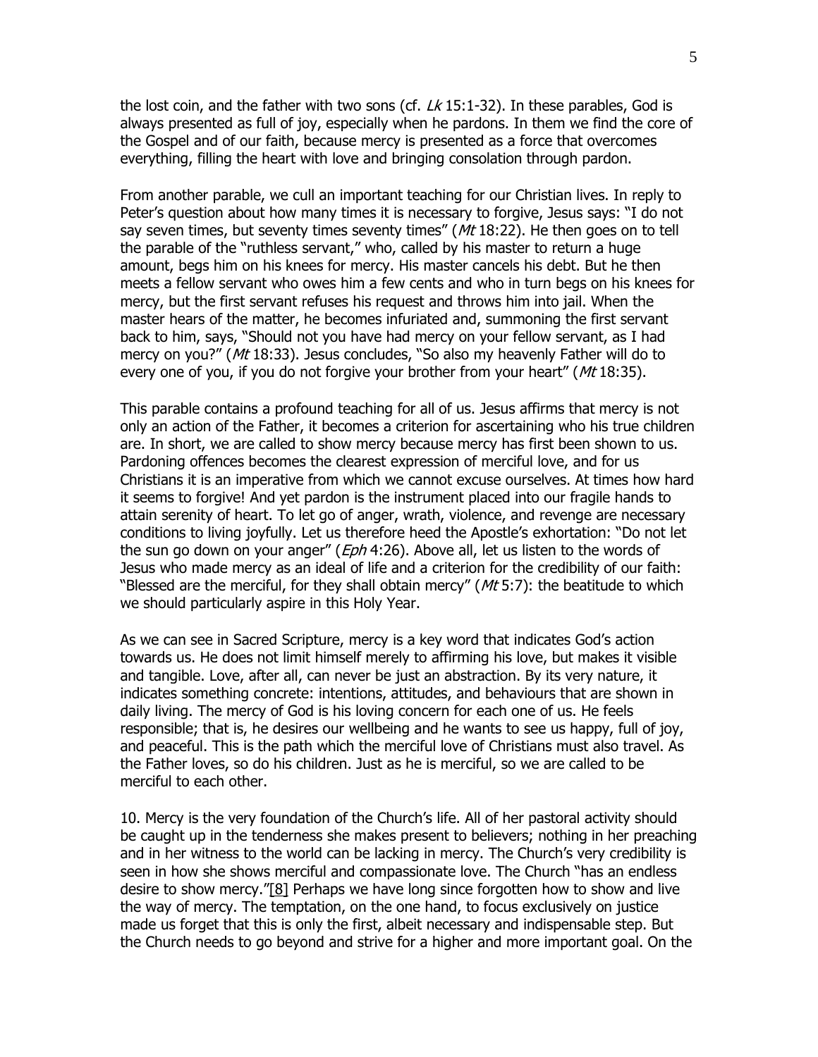the lost coin, and the father with two sons (cf. *Lk* 15:1-32). In these parables, God is always presented as full of joy, especially when he pardons. In them we find the core of the Gospel and of our faith, because mercy is presented as a force that overcomes everything, filling the heart with love and bringing consolation through pardon.

From another parable, we cull an important teaching for our Christian lives. In reply to Peter's question about how many times it is necessary to forgive, Jesus says: "I do not say seven times, but seventy times seventy times" (*Mt* 18:22). He then goes on to tell the parable of the "ruthless servant," who, called by his master to return a huge amount, begs him on his knees for mercy. His master cancels his debt. But he then meets a fellow servant who owes him a few cents and who in turn begs on his knees for mercy, but the first servant refuses his request and throws him into jail. When the master hears of the matter, he becomes infuriated and, summoning the first servant back to him, says, "Should not you have had mercy on your fellow servant, as I had mercy on you?" (*Mt* 18:33). Jesus concludes, "So also my heavenly Father will do to every one of you, if you do not forgive your brother from your heart" (*Mt* 18:35).

This parable contains a profound teaching for all of us. Jesus affirms that mercy is not only an action of the Father, it becomes a criterion for ascertaining who his true children are. In short, we are called to show mercy because mercy has first been shown to us. Pardoning offences becomes the clearest expression of merciful love, and for us Christians it is an imperative from which we cannot excuse ourselves. At times how hard it seems to forgive! And yet pardon is the instrument placed into our fragile hands to attain serenity of heart. To let go of anger, wrath, violence, and revenge are necessary conditions to living joyfully. Let us therefore heed the Apostle's exhortation: "Do not let the sun go down on your anger" (*Eph* 4:26). Above all, let us listen to the words of Jesus who made mercy as an ideal of life and a criterion for the credibility of our faith: "Blessed are the merciful, for they shall obtain mercy" (*Mt* 5:7): the beatitude to which we should particularly aspire in this Holy Year.

As we can see in Sacred Scripture, mercy is a key word that indicates God's action towards us. He does not limit himself merely to affirming his love, but makes it visible and tangible. Love, after all, can never be just an abstraction. By its very nature, it indicates something concrete: intentions, attitudes, and behaviours that are shown in daily living. The mercy of God is his loving concern for each one of us. He feels responsible; that is, he desires our wellbeing and he wants to see us happy, full of joy, and peaceful. This is the path which the merciful love of Christians must also travel. As the Father loves, so do his children. Just as he is merciful, so we are called to be merciful to each other.

10. Mercy is the very foundation of the Church's life. All of her pastoral activity should be caught up in the tenderness she makes present to believers; nothing in her preaching and in her witness to the world can be lacking in mercy. The Church's very credibility is seen in how she shows merciful and compassionate love. The Church "has an endless desire to show mercy."[8] Perhaps we have long since forgotten how to show and live the way of mercy. The temptation, on the one hand, to focus exclusively on justice made us forget that this is only the first, albeit necessary and indispensable step. But the Church needs to go beyond and strive for a higher and more important goal. On the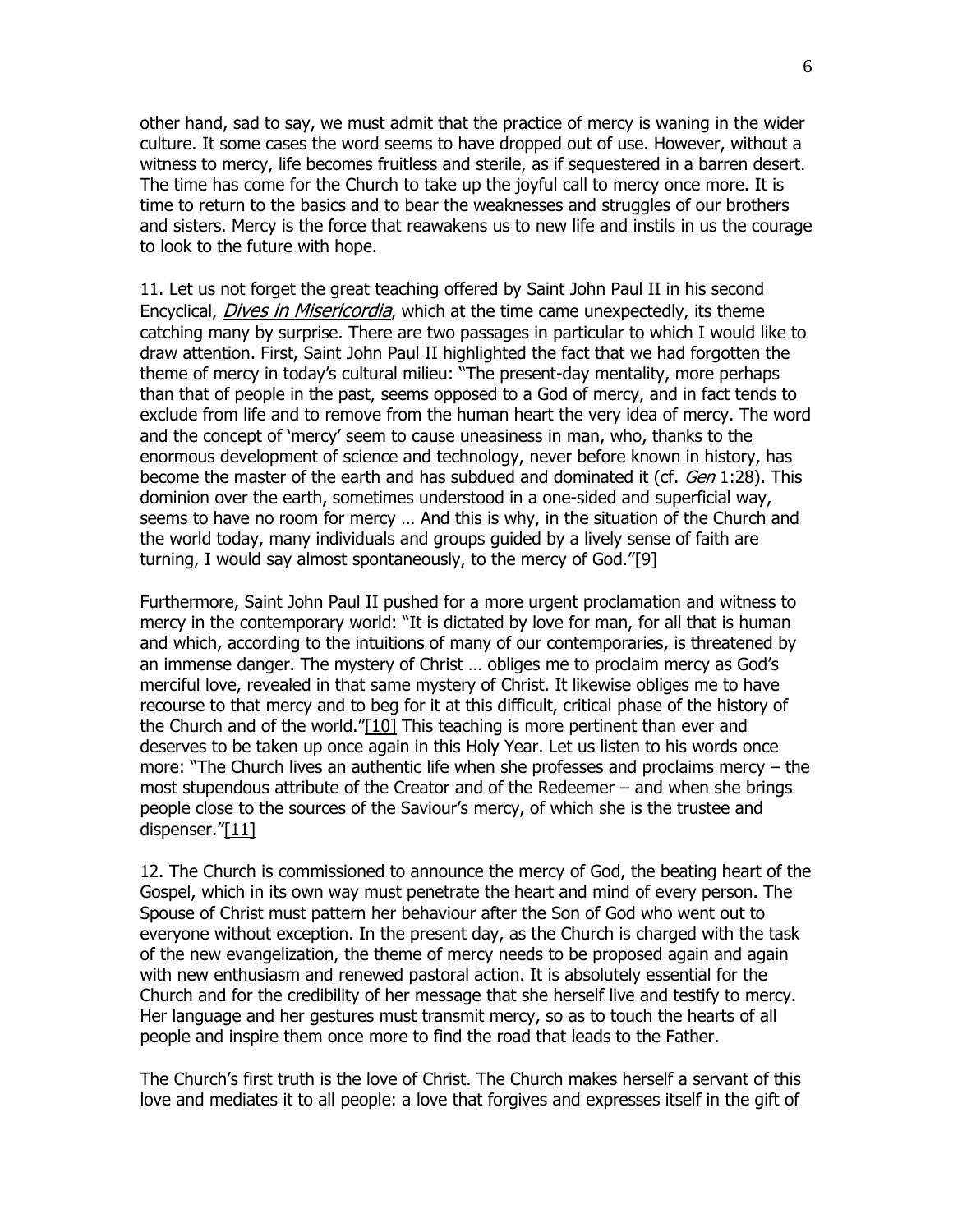other hand, sad to say, we must admit that the practice of mercy is waning in the wider culture. It some cases the word seems to have dropped out of use. However, without a witness to mercy, life becomes fruitless and sterile, as if sequestered in a barren desert. The time has come for the Church to take up the joyful call to mercy once more. It is time to return to the basics and to bear the weaknesses and struggles of our brothers and sisters. Mercy is the force that reawakens us to new life and instils in us the courage to look to the future with hope.

11. Let us not forget the great teaching offered by Saint John Paul II in his second Encyclical, *Dives in Misericordia*, which at the time came unexpectedly, its theme catching many by surprise. There are two passages in particular to which I would like to draw attention. First, Saint John Paul II highlighted the fact that we had forgotten the theme of mercy in today's cultural milieu: "The present-day mentality, more perhaps than that of people in the past, seems opposed to a God of mercy, and in fact tends to exclude from life and to remove from the human heart the very idea of mercy. The word and the concept of 'mercy' seem to cause uneasiness in man, who, thanks to the enormous development of science and technology, never before known in history, has become the master of the earth and has subdued and dominated it (cf. *Gen* 1:28). This dominion over the earth, sometimes understood in a one-sided and superficial way, seems to have no room for mercy … And this is why, in the situation of the Church and the world today, many individuals and groups guided by a lively sense of faith are turning, I would say almost spontaneously, to the mercy of God."[9]

Furthermore, Saint John Paul II pushed for a more urgent proclamation and witness to mercy in the contemporary world: "It is dictated by love for man, for all that is human and which, according to the intuitions of many of our contemporaries, is threatened by an immense danger. The mystery of Christ … obliges me to proclaim mercy as God's merciful love, revealed in that same mystery of Christ. It likewise obliges me to have recourse to that mercy and to beg for it at this difficult, critical phase of the history of the Church and of the world."[10] This teaching is more pertinent than ever and deserves to be taken up once again in this Holy Year. Let us listen to his words once more: "The Church lives an authentic life when she professes and proclaims mercy – the most stupendous attribute of the Creator and of the Redeemer – and when she brings people close to the sources of the Saviour's mercy, of which she is the trustee and dispenser."[11]

12. The Church is commissioned to announce the mercy of God, the beating heart of the Gospel, which in its own way must penetrate the heart and mind of every person. The Spouse of Christ must pattern her behaviour after the Son of God who went out to everyone without exception. In the present day, as the Church is charged with the task of the new evangelization, the theme of mercy needs to be proposed again and again with new enthusiasm and renewed pastoral action. It is absolutely essential for the Church and for the credibility of her message that she herself live and testify to mercy. Her language and her gestures must transmit mercy, so as to touch the hearts of all people and inspire them once more to find the road that leads to the Father.

The Church's first truth is the love of Christ. The Church makes herself a servant of this love and mediates it to all people: a love that forgives and expresses itself in the gift of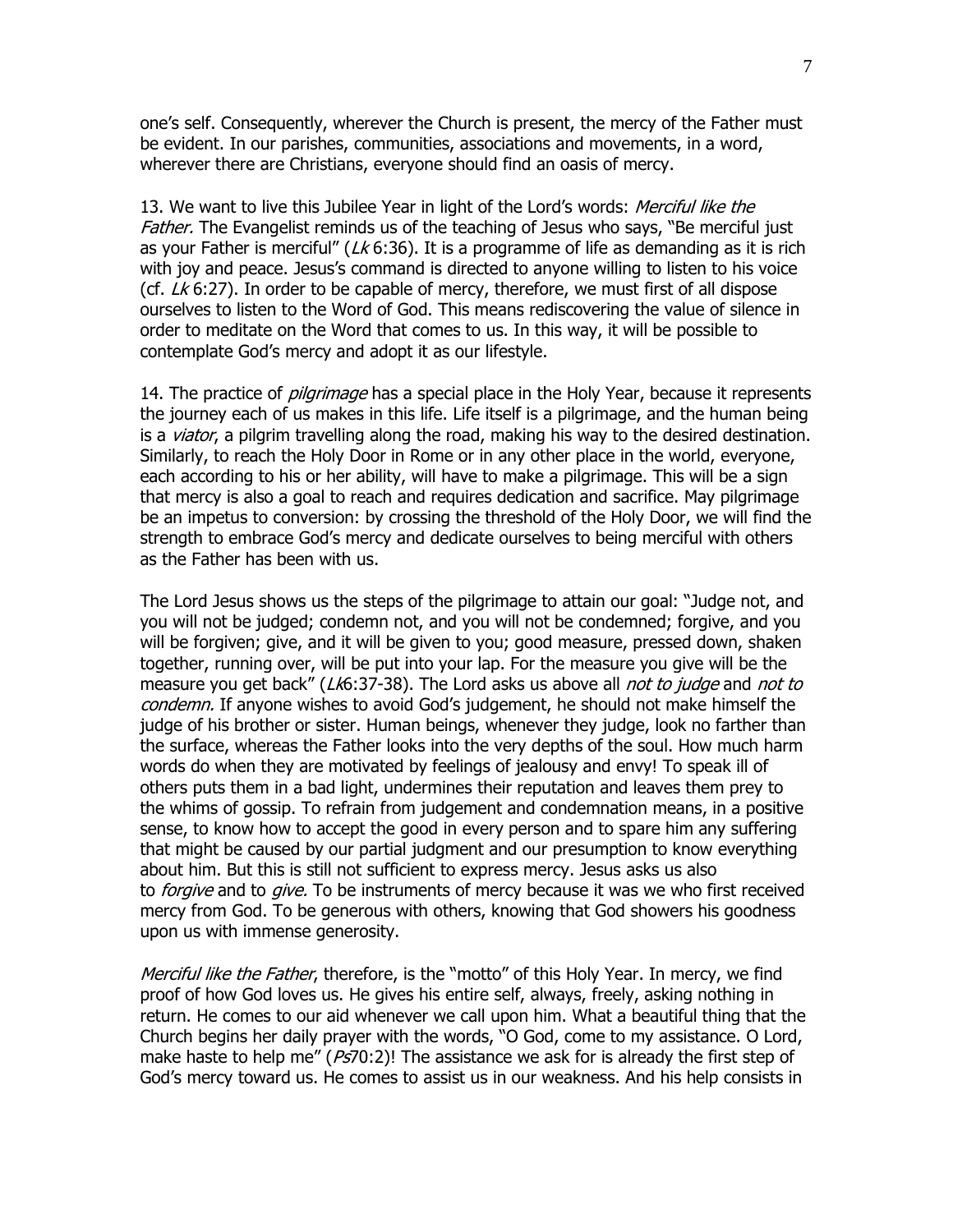one's self. Consequently, wherever the Church is present, the mercy of the Father must be evident. In our parishes, communities, associations and movements, in a word, wherever there are Christians, everyone should find an oasis of mercy.

13. We want to live this Jubilee Year in light of the Lord's words: *Merciful like the Father.* The Evangelist reminds us of the teaching of Jesus who says, "Be merciful just as your Father is merciful" (*Lk* 6:36). It is a programme of life as demanding as it is rich with joy and peace. Jesus's command is directed to anyone willing to listen to his voice (cf. *Lk* 6:27). In order to be capable of mercy, therefore, we must first of all dispose ourselves to listen to the Word of God. This means rediscovering the value of silence in order to meditate on the Word that comes to us. In this way, it will be possible to contemplate God's mercy and adopt it as our lifestyle.

14. The practice of *pilgrimage* has a special place in the Holy Year, because it represents the journey each of us makes in this life. Life itself is a pilgrimage, and the human being is a *viator*, a pilgrim travelling along the road, making his way to the desired destination. Similarly, to reach the Holy Door in Rome or in any other place in the world, everyone, each according to his or her ability, will have to make a pilgrimage. This will be a sign that mercy is also a goal to reach and requires dedication and sacrifice. May pilgrimage be an impetus to conversion: by crossing the threshold of the Holy Door, we will find the strength to embrace God's mercy and dedicate ourselves to being merciful with others as the Father has been with us.

The Lord Jesus shows us the steps of the pilgrimage to attain our goal: "Judge not, and you will not be judged; condemn not, and you will not be condemned; forgive, and you will be forgiven; give, and it will be given to you; good measure, pressed down, shaken together, running over, will be put into your lap. For the measure you give will be the measure you get back" (*Lk*6:37-38). The Lord asks us above all *not to judge* and *not to condemn.* If anyone wishes to avoid God's judgement, he should not make himself the judge of his brother or sister. Human beings, whenever they judge, look no farther than the surface, whereas the Father looks into the very depths of the soul. How much harm words do when they are motivated by feelings of jealousy and envy! To speak ill of others puts them in a bad light, undermines their reputation and leaves them prey to the whims of gossip. To refrain from judgement and condemnation means, in a positive sense, to know how to accept the good in every person and to spare him any suffering that might be caused by our partial judgment and our presumption to know everything about him. But this is still not sufficient to express mercy. Jesus asks us also to *forgive* and to *give.* To be instruments of mercy because it was we who first received mercy from God. To be generous with others, knowing that God showers his goodness upon us with immense generosity.

*Merciful like the Father*, therefore, is the "motto" of this Holy Year. In mercy, we find proof of how God loves us. He gives his entire self, always, freely, asking nothing in return. He comes to our aid whenever we call upon him. What a beautiful thing that the Church begins her daily prayer with the words, "O God, come to my assistance. O Lord, make haste to help me" (*Ps*70:2)! The assistance we ask for is already the first step of God's mercy toward us. He comes to assist us in our weakness. And his help consists in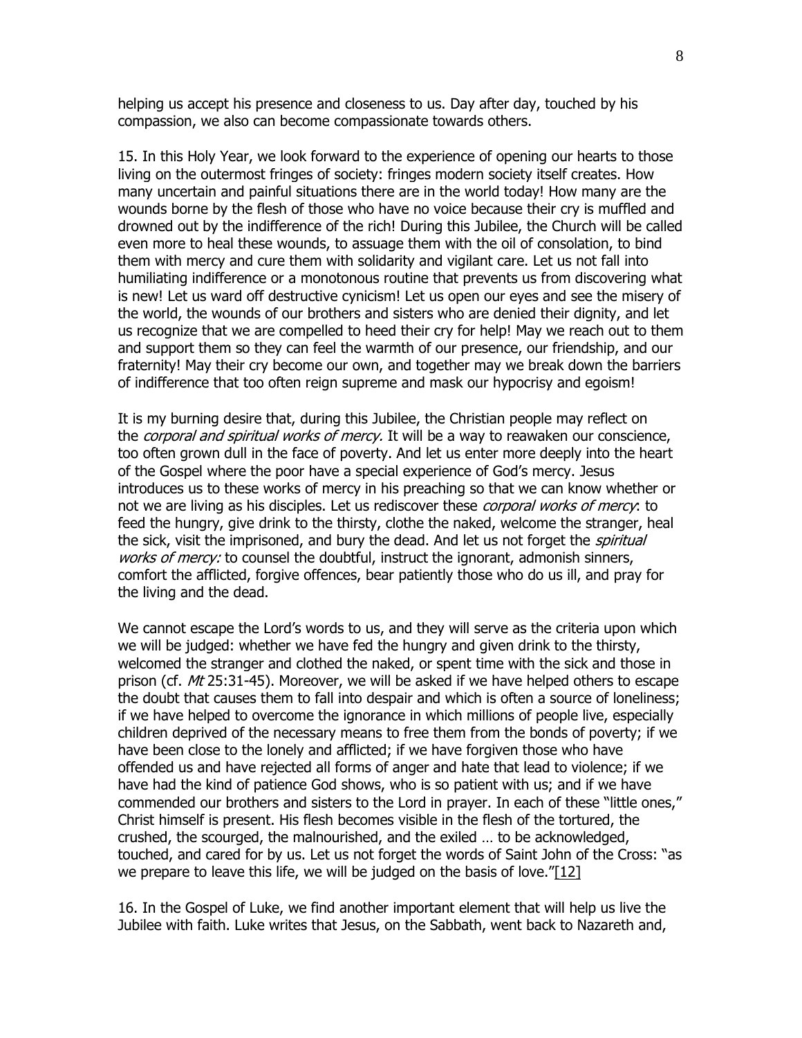helping us accept his presence and closeness to us. Day after day, touched by his compassion, we also can become compassionate towards others.

15. In this Holy Year, we look forward to the experience of opening our hearts to those living on the outermost fringes of society: fringes modern society itself creates. How many uncertain and painful situations there are in the world today! How many are the wounds borne by the flesh of those who have no voice because their cry is muffled and drowned out by the indifference of the rich! During this Jubilee, the Church will be called even more to heal these wounds, to assuage them with the oil of consolation, to bind them with mercy and cure them with solidarity and vigilant care. Let us not fall into humiliating indifference or a monotonous routine that prevents us from discovering what is new! Let us ward off destructive cynicism! Let us open our eyes and see the misery of the world, the wounds of our brothers and sisters who are denied their dignity, and let us recognize that we are compelled to heed their cry for help! May we reach out to them and support them so they can feel the warmth of our presence, our friendship, and our fraternity! May their cry become our own, and together may we break down the barriers of indifference that too often reign supreme and mask our hypocrisy and egoism!

It is my burning desire that, during this Jubilee, the Christian people may reflect on the *corporal and spiritual works of mercy.* It will be a way to reawaken our conscience, too often grown dull in the face of poverty. And let us enter more deeply into the heart of the Gospel where the poor have a special experience of God's mercy. Jesus introduces us to these works of mercy in his preaching so that we can know whether or not we are living as his disciples. Let us rediscover these *corporal works of mercy*: to feed the hungry, give drink to the thirsty, clothe the naked, welcome the stranger, heal the sick, visit the imprisoned, and bury the dead. And let us not forget the *spiritual works of mercy:* to counsel the doubtful, instruct the ignorant, admonish sinners, comfort the afflicted, forgive offences, bear patiently those who do us ill, and pray for the living and the dead.

We cannot escape the Lord's words to us, and they will serve as the criteria upon which we will be judged: whether we have fed the hungry and given drink to the thirsty, welcomed the stranger and clothed the naked, or spent time with the sick and those in prison (cf. *Mt* 25:31-45). Moreover, we will be asked if we have helped others to escape the doubt that causes them to fall into despair and which is often a source of loneliness; if we have helped to overcome the ignorance in which millions of people live, especially children deprived of the necessary means to free them from the bonds of poverty; if we have been close to the lonely and afflicted; if we have forgiven those who have offended us and have rejected all forms of anger and hate that lead to violence; if we have had the kind of patience God shows, who is so patient with us; and if we have commended our brothers and sisters to the Lord in prayer. In each of these "little ones," Christ himself is present. His flesh becomes visible in the flesh of the tortured, the crushed, the scourged, the malnourished, and the exiled … to be acknowledged, touched, and cared for by us. Let us not forget the words of Saint John of the Cross: "as we prepare to leave this life, we will be judged on the basis of love."[12]

16. In the Gospel of Luke, we find another important element that will help us live the Jubilee with faith. Luke writes that Jesus, on the Sabbath, went back to Nazareth and,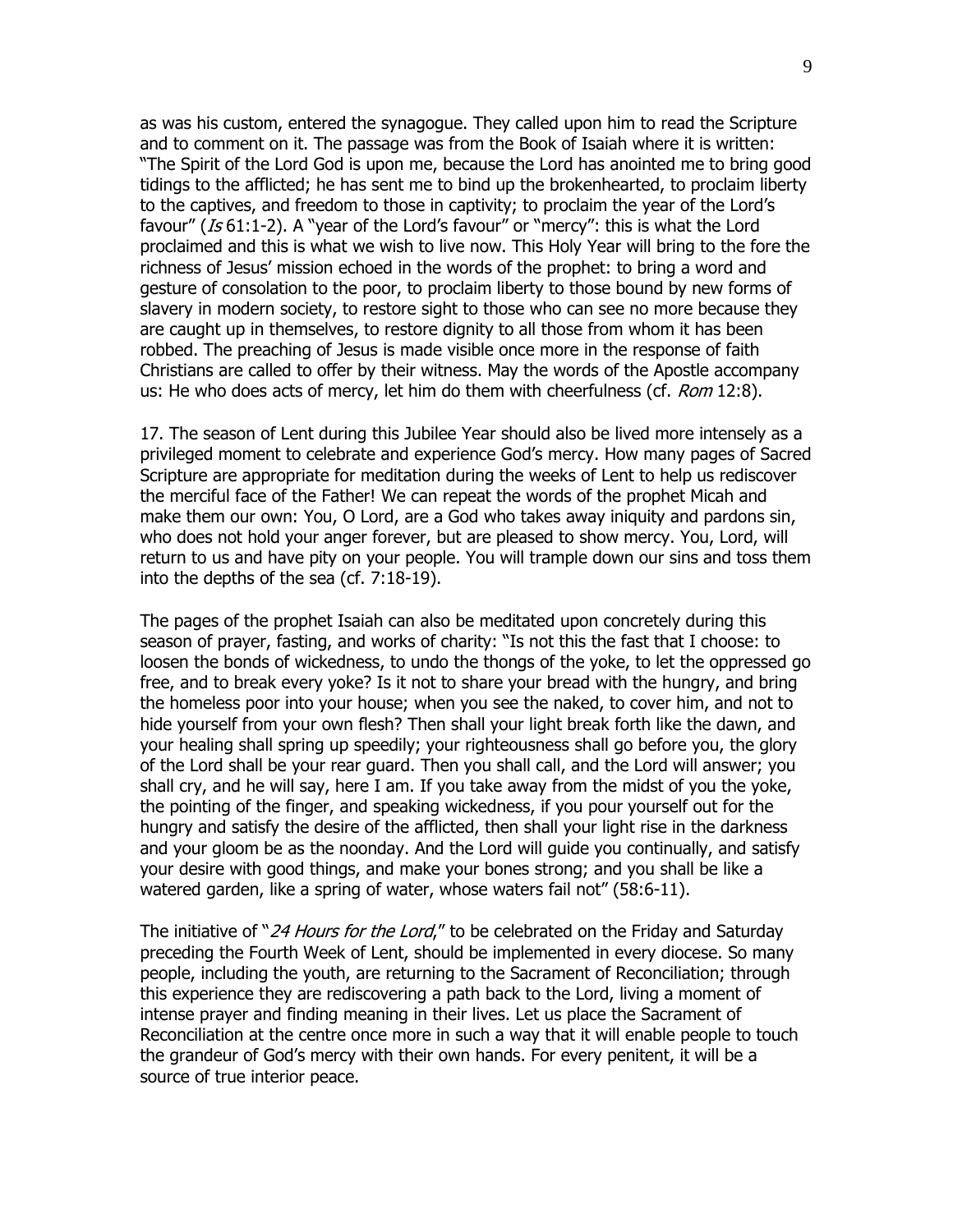as was his custom, entered the synagogue. They called upon him to read the Scripture and to comment on it. The passage was from the Book of Isaiah where it is written: "The Spirit of the Lord God is upon me, because the Lord has anointed me to bring good tidings to the afflicted; he has sent me to bind up the brokenhearted, to proclaim liberty to the captives, and freedom to those in captivity; to proclaim the year of the Lord's favour" (*Is* 61:1-2). A "year of the Lord's favour" or "mercy": this is what the Lord proclaimed and this is what we wish to live now. This Holy Year will bring to the fore the richness of Jesus' mission echoed in the words of the prophet: to bring a word and gesture of consolation to the poor, to proclaim liberty to those bound by new forms of slavery in modern society, to restore sight to those who can see no more because they are caught up in themselves, to restore dignity to all those from whom it has been robbed. The preaching of Jesus is made visible once more in the response of faith Christians are called to offer by their witness. May the words of the Apostle accompany us: He who does acts of mercy, let him do them with cheerfulness (cf. *Rom* 12:8).

17. The season of Lent during this Jubilee Year should also be lived more intensely as a privileged moment to celebrate and experience God's mercy. How many pages of Sacred Scripture are appropriate for meditation during the weeks of Lent to help us rediscover the merciful face of the Father! We can repeat the words of the prophet Micah and make them our own: You, O Lord, are a God who takes away iniquity and pardons sin, who does not hold your anger forever, but are pleased to show mercy. You, Lord, will return to us and have pity on your people. You will trample down our sins and toss them into the depths of the sea (cf. 7:18-19).

The pages of the prophet Isaiah can also be meditated upon concretely during this season of prayer, fasting, and works of charity: "Is not this the fast that I choose: to loosen the bonds of wickedness, to undo the thongs of the yoke, to let the oppressed go free, and to break every yoke? Is it not to share your bread with the hungry, and bring the homeless poor into your house; when you see the naked, to cover him, and not to hide yourself from your own flesh? Then shall your light break forth like the dawn, and your healing shall spring up speedily; your righteousness shall go before you, the glory of the Lord shall be your rear guard. Then you shall call, and the Lord will answer; you shall cry, and he will say, here I am. If you take away from the midst of you the yoke, the pointing of the finger, and speaking wickedness, if you pour yourself out for the hungry and satisfy the desire of the afflicted, then shall your light rise in the darkness and your gloom be as the noonday. And the Lord will guide you continually, and satisfy your desire with good things, and make your bones strong; and you shall be like a watered garden, like a spring of water, whose waters fail not" (58:6-11).

The initiative of "*24 Hours for the Lord*," to be celebrated on the Friday and Saturday preceding the Fourth Week of Lent, should be implemented in every diocese. So many people, including the youth, are returning to the Sacrament of Reconciliation; through this experience they are rediscovering a path back to the Lord, living a moment of intense prayer and finding meaning in their lives. Let us place the Sacrament of Reconciliation at the centre once more in such a way that it will enable people to touch the grandeur of God's mercy with their own hands. For every penitent, it will be a source of true interior peace.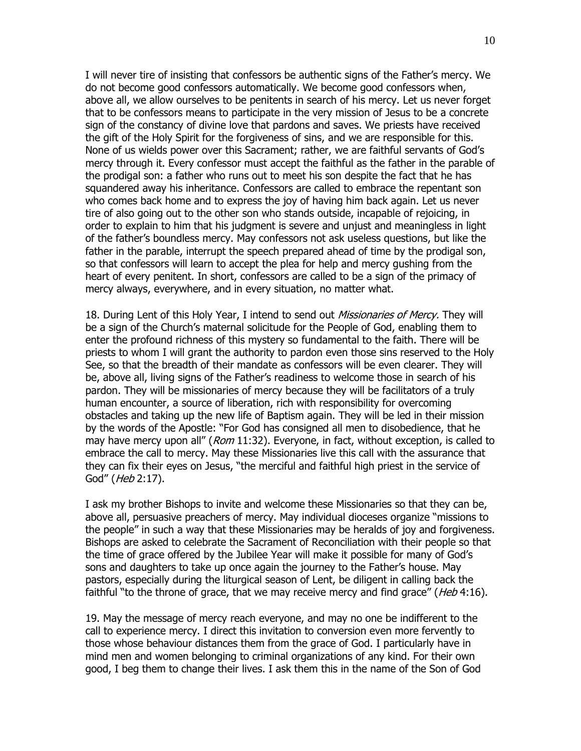I will never tire of insisting that confessors be authentic signs of the Father's mercy. We do not become good confessors automatically. We become good confessors when, above all, we allow ourselves to be penitents in search of his mercy. Let us never forget that to be confessors means to participate in the very mission of Jesus to be a concrete sign of the constancy of divine love that pardons and saves. We priests have received the gift of the Holy Spirit for the forgiveness of sins, and we are responsible for this. None of us wields power over this Sacrament; rather, we are faithful servants of God's mercy through it. Every confessor must accept the faithful as the father in the parable of the prodigal son: a father who runs out to meet his son despite the fact that he has squandered away his inheritance. Confessors are called to embrace the repentant son who comes back home and to express the joy of having him back again. Let us never tire of also going out to the other son who stands outside, incapable of rejoicing, in order to explain to him that his judgment is severe and unjust and meaningless in light of the father's boundless mercy. May confessors not ask useless questions, but like the father in the parable, interrupt the speech prepared ahead of time by the prodigal son, so that confessors will learn to accept the plea for help and mercy gushing from the heart of every penitent. In short, confessors are called to be a sign of the primacy of mercy always, everywhere, and in every situation, no matter what.

18. During Lent of this Holy Year, I intend to send out *Missionaries of Mercy.* They will be a sign of the Church's maternal solicitude for the People of God, enabling them to enter the profound richness of this mystery so fundamental to the faith. There will be priests to whom I will grant the authority to pardon even those sins reserved to the Holy See, so that the breadth of their mandate as confessors will be even clearer. They will be, above all, living signs of the Father's readiness to welcome those in search of his pardon. They will be missionaries of mercy because they will be facilitators of a truly human encounter, a source of liberation, rich with responsibility for overcoming obstacles and taking up the new life of Baptism again. They will be led in their mission by the words of the Apostle: "For God has consigned all men to disobedience, that he may have mercy upon all" (*Rom* 11:32). Everyone, in fact, without exception, is called to embrace the call to mercy. May these Missionaries live this call with the assurance that they can fix their eyes on Jesus, "the merciful and faithful high priest in the service of God" (*Heb* 2:17).

I ask my brother Bishops to invite and welcome these Missionaries so that they can be, above all, persuasive preachers of mercy. May individual dioceses organize "missions to the people" in such a way that these Missionaries may be heralds of joy and forgiveness. Bishops are asked to celebrate the Sacrament of Reconciliation with their people so that the time of grace offered by the Jubilee Year will make it possible for many of God's sons and daughters to take up once again the journey to the Father's house. May pastors, especially during the liturgical season of Lent, be diligent in calling back the faithful "to the throne of grace, that we may receive mercy and find grace" (*Heb* 4:16).

19. May the message of mercy reach everyone, and may no one be indifferent to the call to experience mercy. I direct this invitation to conversion even more fervently to those whose behaviour distances them from the grace of God. I particularly have in mind men and women belonging to criminal organizations of any kind. For their own good, I beg them to change their lives. I ask them this in the name of the Son of God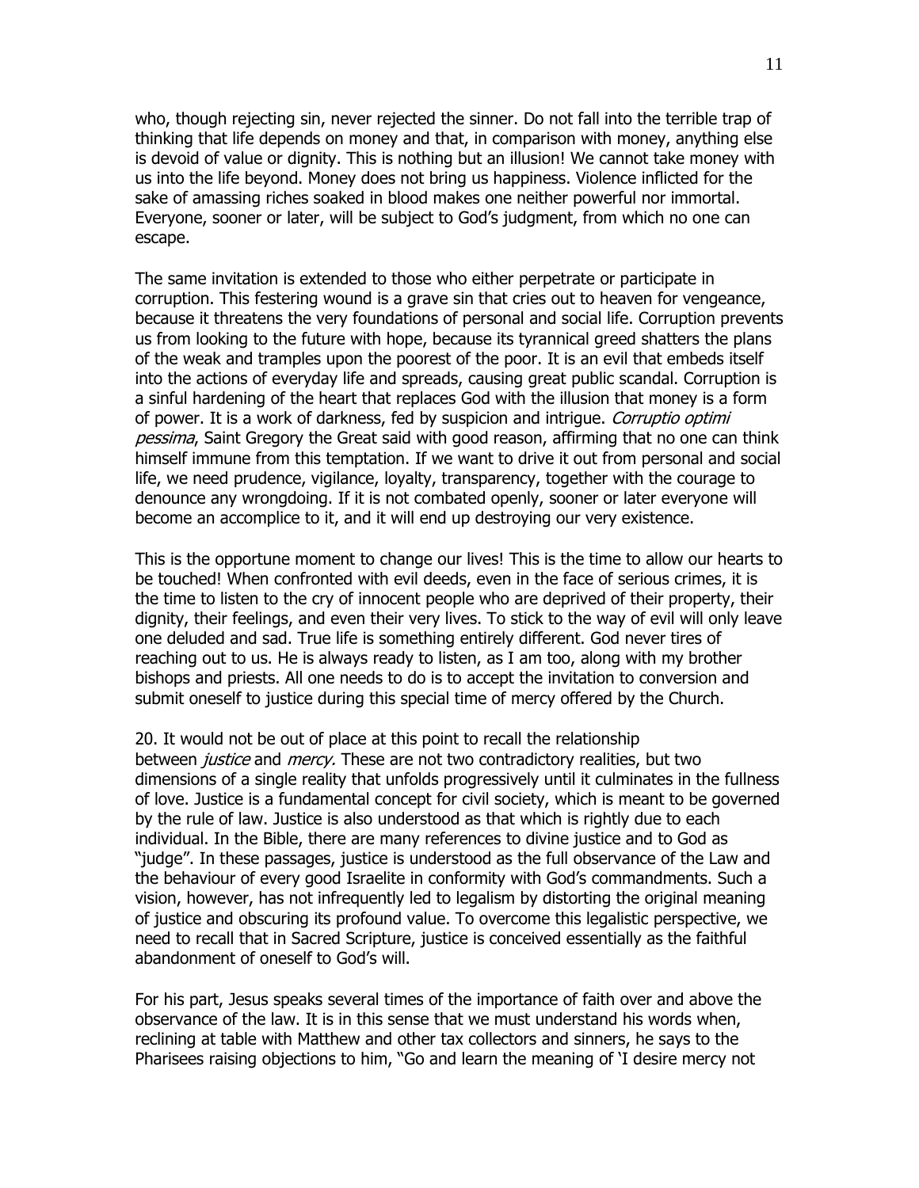who, though rejecting sin, never rejected the sinner. Do not fall into the terrible trap of thinking that life depends on money and that, in comparison with money, anything else is devoid of value or dignity. This is nothing but an illusion! We cannot take money with us into the life beyond. Money does not bring us happiness. Violence inflicted for the sake of amassing riches soaked in blood makes one neither powerful nor immortal. Everyone, sooner or later, will be subject to God's judgment, from which no one can escape.

The same invitation is extended to those who either perpetrate or participate in corruption. This festering wound is a grave sin that cries out to heaven for vengeance, because it threatens the very foundations of personal and social life. Corruption prevents us from looking to the future with hope, because its tyrannical greed shatters the plans of the weak and tramples upon the poorest of the poor. It is an evil that embeds itself into the actions of everyday life and spreads, causing great public scandal. Corruption is a sinful hardening of the heart that replaces God with the illusion that money is a form of power. It is a work of darkness, fed by suspicion and intrigue. *Corruptio optimi pessima*, Saint Gregory the Great said with good reason, affirming that no one can think himself immune from this temptation. If we want to drive it out from personal and social life, we need prudence, vigilance, loyalty, transparency, together with the courage to denounce any wrongdoing. If it is not combated openly, sooner or later everyone will become an accomplice to it, and it will end up destroying our very existence.

This is the opportune moment to change our lives! This is the time to allow our hearts to be touched! When confronted with evil deeds, even in the face of serious crimes, it is the time to listen to the cry of innocent people who are deprived of their property, their dignity, their feelings, and even their very lives. To stick to the way of evil will only leave one deluded and sad. True life is something entirely different. God never tires of reaching out to us. He is always ready to listen, as I am too, along with my brother bishops and priests. All one needs to do is to accept the invitation to conversion and submit oneself to justice during this special time of mercy offered by the Church.

20. It would not be out of place at this point to recall the relationship between *justice* and *mercy.* These are not two contradictory realities, but two dimensions of a single reality that unfolds progressively until it culminates in the fullness of love. Justice is a fundamental concept for civil society, which is meant to be governed by the rule of law. Justice is also understood as that which is rightly due to each individual. In the Bible, there are many references to divine justice and to God as "judge". In these passages, justice is understood as the full observance of the Law and the behaviour of every good Israelite in conformity with God's commandments. Such a vision, however, has not infrequently led to legalism by distorting the original meaning of justice and obscuring its profound value. To overcome this legalistic perspective, we need to recall that in Sacred Scripture, justice is conceived essentially as the faithful abandonment of oneself to God's will.

For his part, Jesus speaks several times of the importance of faith over and above the observance of the law. It is in this sense that we must understand his words when, reclining at table with Matthew and other tax collectors and sinners, he says to the Pharisees raising objections to him, "Go and learn the meaning of 'I desire mercy not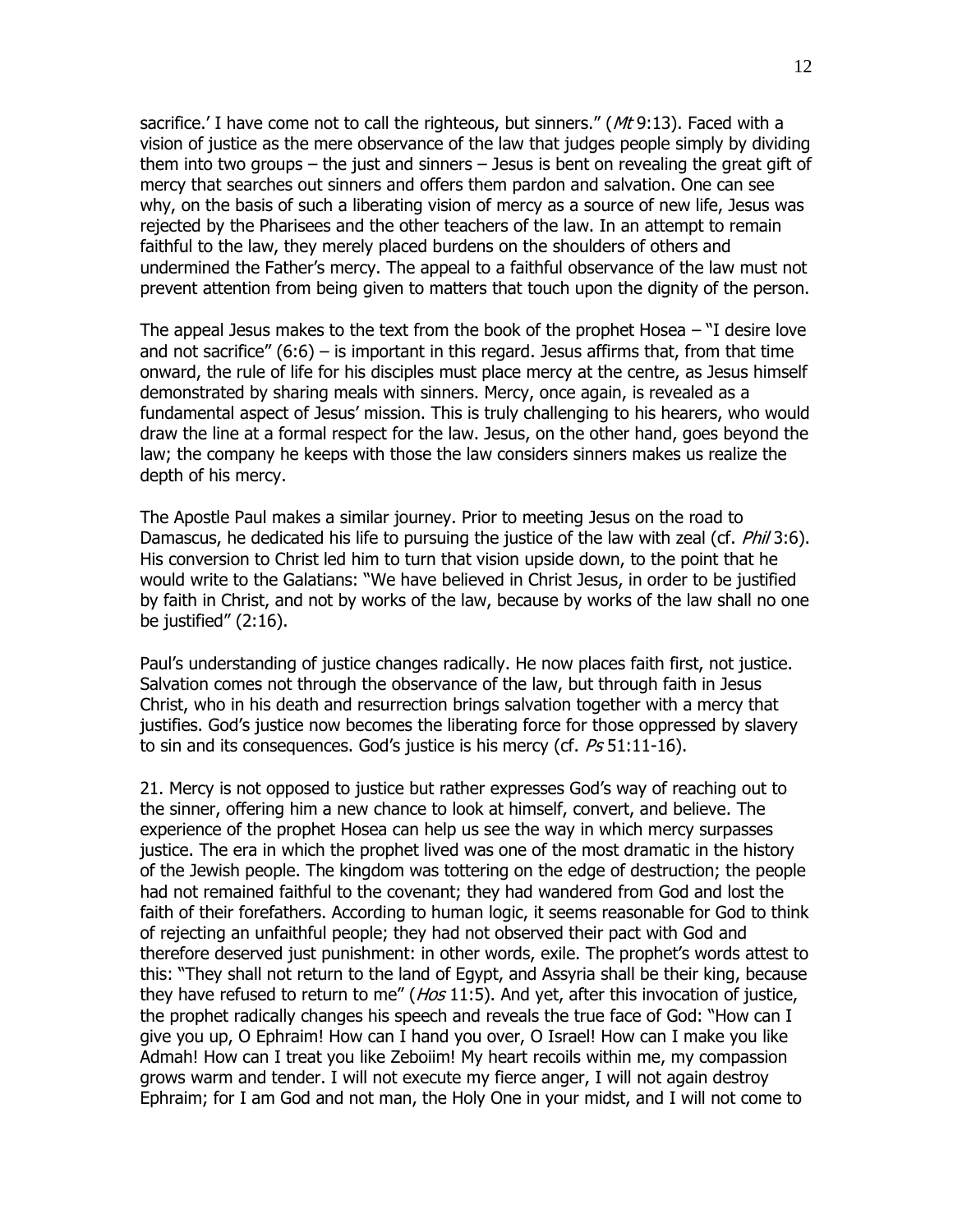sacrifice.' I have come not to call the righteous, but sinners." (*Mt* 9:13). Faced with a vision of justice as the mere observance of the law that judges people simply by dividing them into two groups – the just and sinners – Jesus is bent on revealing the great gift of mercy that searches out sinners and offers them pardon and salvation. One can see why, on the basis of such a liberating vision of mercy as a source of new life, Jesus was rejected by the Pharisees and the other teachers of the law. In an attempt to remain faithful to the law, they merely placed burdens on the shoulders of others and undermined the Father's mercy. The appeal to a faithful observance of the law must not prevent attention from being given to matters that touch upon the dignity of the person.

The appeal Jesus makes to the text from the book of the prophet Hosea – "I desire love and not sacrifice" (6:6) – is important in this regard. Jesus affirms that, from that time onward, the rule of life for his disciples must place mercy at the centre, as Jesus himself demonstrated by sharing meals with sinners. Mercy, once again, is revealed as a fundamental aspect of Jesus' mission. This is truly challenging to his hearers, who would draw the line at a formal respect for the law. Jesus, on the other hand, goes beyond the law; the company he keeps with those the law considers sinners makes us realize the depth of his mercy.

The Apostle Paul makes a similar journey. Prior to meeting Jesus on the road to Damascus, he dedicated his life to pursuing the justice of the law with zeal (cf. *Phil* 3:6). His conversion to Christ led him to turn that vision upside down, to the point that he would write to the Galatians: "We have believed in Christ Jesus, in order to be justified by faith in Christ, and not by works of the law, because by works of the law shall no one be justified" (2:16).

Paul's understanding of justice changes radically. He now places faith first, not justice. Salvation comes not through the observance of the law, but through faith in Jesus Christ, who in his death and resurrection brings salvation together with a mercy that justifies. God's justice now becomes the liberating force for those oppressed by slavery to sin and its consequences. God's justice is his mercy (cf. *Ps* 51:11-16).

21. Mercy is not opposed to justice but rather expresses God's way of reaching out to the sinner, offering him a new chance to look at himself, convert, and believe. The experience of the prophet Hosea can help us see the way in which mercy surpasses justice. The era in which the prophet lived was one of the most dramatic in the history of the Jewish people. The kingdom was tottering on the edge of destruction; the people had not remained faithful to the covenant; they had wandered from God and lost the faith of their forefathers. According to human logic, it seems reasonable for God to think of rejecting an unfaithful people; they had not observed their pact with God and therefore deserved just punishment: in other words, exile. The prophet's words attest to this: "They shall not return to the land of Egypt, and Assyria shall be their king, because they have refused to return to me" (*Hos* 11:5). And yet, after this invocation of justice, the prophet radically changes his speech and reveals the true face of God: "How can I give you up, O Ephraim! How can I hand you over, O Israel! How can I make you like Admah! How can I treat you like Zeboiim! My heart recoils within me, my compassion grows warm and tender. I will not execute my fierce anger, I will not again destroy Ephraim; for I am God and not man, the Holy One in your midst, and I will not come to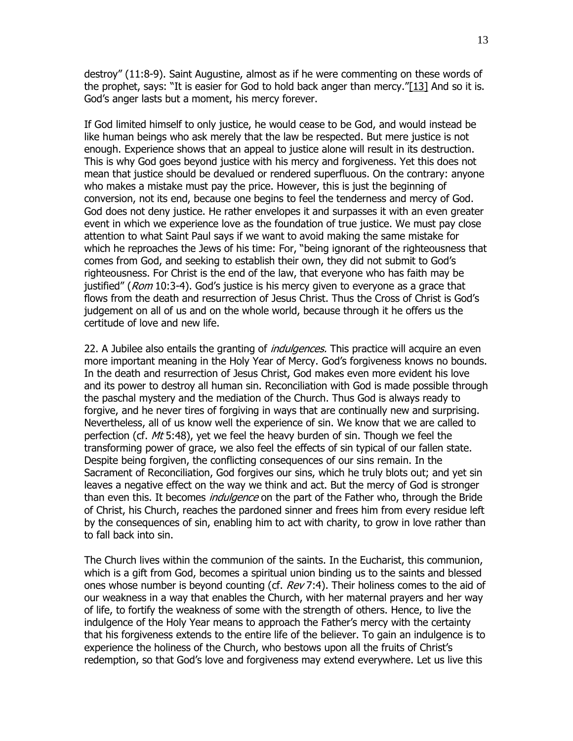destroy" (11:8-9). Saint Augustine, almost as if he were commenting on these words of the prophet, says: "It is easier for God to hold back anger than mercy."[13] And so it is. God's anger lasts but a moment, his mercy forever.

If God limited himself to only justice, he would cease to be God, and would instead be like human beings who ask merely that the law be respected. But mere justice is not enough. Experience shows that an appeal to justice alone will result in its destruction. This is why God goes beyond justice with his mercy and forgiveness. Yet this does not mean that justice should be devalued or rendered superfluous. On the contrary: anyone who makes a mistake must pay the price. However, this is just the beginning of conversion, not its end, because one begins to feel the tenderness and mercy of God. God does not deny justice. He rather envelopes it and surpasses it with an even greater event in which we experience love as the foundation of true justice. We must pay close attention to what Saint Paul says if we want to avoid making the same mistake for which he reproaches the Jews of his time: For, "being ignorant of the righteousness that comes from God, and seeking to establish their own, they did not submit to God's righteousness. For Christ is the end of the law, that everyone who has faith may be justified" (*Rom* 10:3-4). God's justice is his mercy given to everyone as a grace that flows from the death and resurrection of Jesus Christ. Thus the Cross of Christ is God's judgement on all of us and on the whole world, because through it he offers us the certitude of love and new life.

22. A Jubilee also entails the granting of *indulgences.* This practice will acquire an even more important meaning in the Holy Year of Mercy. God's forgiveness knows no bounds. In the death and resurrection of Jesus Christ, God makes even more evident his love and its power to destroy all human sin. Reconciliation with God is made possible through the paschal mystery and the mediation of the Church. Thus God is always ready to forgive, and he never tires of forgiving in ways that are continually new and surprising. Nevertheless, all of us know well the experience of sin. We know that we are called to perfection (cf. *Mt* 5:48), yet we feel the heavy burden of sin. Though we feel the transforming power of grace, we also feel the effects of sin typical of our fallen state. Despite being forgiven, the conflicting consequences of our sins remain. In the Sacrament of Reconciliation, God forgives our sins, which he truly blots out; and yet sin leaves a negative effect on the way we think and act. But the mercy of God is stronger than even this. It becomes *indulgence* on the part of the Father who, through the Bride of Christ, his Church, reaches the pardoned sinner and frees him from every residue left by the consequences of sin, enabling him to act with charity, to grow in love rather than to fall back into sin.

The Church lives within the communion of the saints. In the Eucharist, this communion, which is a gift from God, becomes a spiritual union binding us to the saints and blessed ones whose number is beyond counting (cf. *Rev* 7:4). Their holiness comes to the aid of our weakness in a way that enables the Church, with her maternal prayers and her way of life, to fortify the weakness of some with the strength of others. Hence, to live the indulgence of the Holy Year means to approach the Father's mercy with the certainty that his forgiveness extends to the entire life of the believer. To gain an indulgence is to experience the holiness of the Church, who bestows upon all the fruits of Christ's redemption, so that God's love and forgiveness may extend everywhere. Let us live this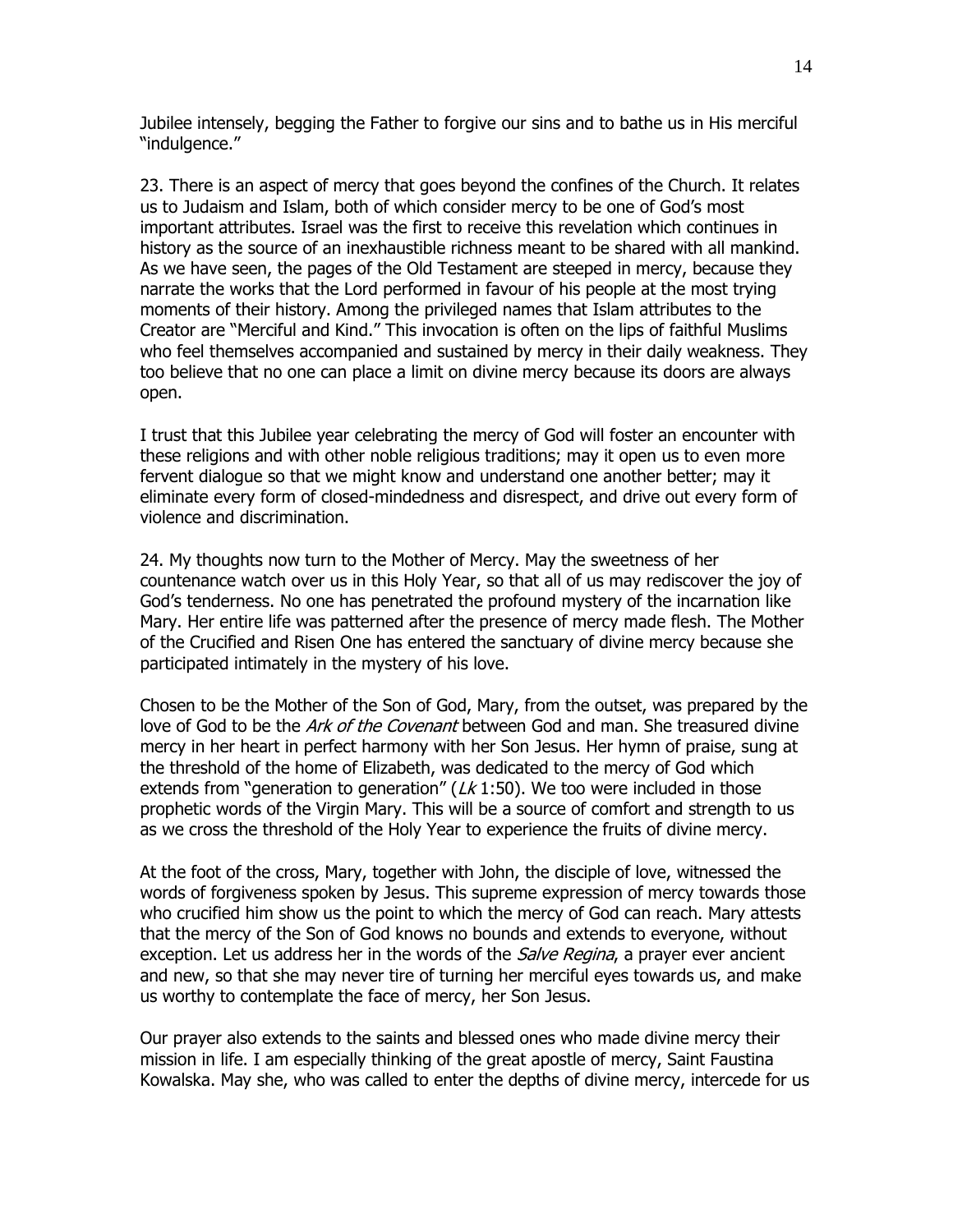Jubilee intensely, begging the Father to forgive our sins and to bathe us in His merciful "indulgence."

23. There is an aspect of mercy that goes beyond the confines of the Church. It relates us to Judaism and Islam, both of which consider mercy to be one of God's most important attributes. Israel was the first to receive this revelation which continues in history as the source of an inexhaustible richness meant to be shared with all mankind. As we have seen, the pages of the Old Testament are steeped in mercy, because they narrate the works that the Lord performed in favour of his people at the most trying moments of their history. Among the privileged names that Islam attributes to the Creator are "Merciful and Kind." This invocation is often on the lips of faithful Muslims who feel themselves accompanied and sustained by mercy in their daily weakness. They too believe that no one can place a limit on divine mercy because its doors are always open.

I trust that this Jubilee year celebrating the mercy of God will foster an encounter with these religions and with other noble religious traditions; may it open us to even more fervent dialogue so that we might know and understand one another better; may it eliminate every form of closed-mindedness and disrespect, and drive out every form of violence and discrimination.

24. My thoughts now turn to the Mother of Mercy. May the sweetness of her countenance watch over us in this Holy Year, so that all of us may rediscover the joy of God's tenderness. No one has penetrated the profound mystery of the incarnation like Mary. Her entire life was patterned after the presence of mercy made flesh. The Mother of the Crucified and Risen One has entered the sanctuary of divine mercy because she participated intimately in the mystery of his love.

Chosen to be the Mother of the Son of God, Mary, from the outset, was prepared by the love of God to be the *Ark of the Covenant* between God and man. She treasured divine mercy in her heart in perfect harmony with her Son Jesus. Her hymn of praise, sung at the threshold of the home of Elizabeth, was dedicated to the mercy of God which extends from "generation to generation" (*Lk* 1:50). We too were included in those prophetic words of the Virgin Mary. This will be a source of comfort and strength to us as we cross the threshold of the Holy Year to experience the fruits of divine mercy.

At the foot of the cross, Mary, together with John, the disciple of love, witnessed the words of forgiveness spoken by Jesus. This supreme expression of mercy towards those who crucified him show us the point to which the mercy of God can reach. Mary attests that the mercy of the Son of God knows no bounds and extends to everyone, without exception. Let us address her in the words of the *Salve Regina*, a prayer ever ancient and new, so that she may never tire of turning her merciful eyes towards us, and make us worthy to contemplate the face of mercy, her Son Jesus.

Our prayer also extends to the saints and blessed ones who made divine mercy their mission in life. I am especially thinking of the great apostle of mercy, Saint Faustina Kowalska. May she, who was called to enter the depths of divine mercy, intercede for us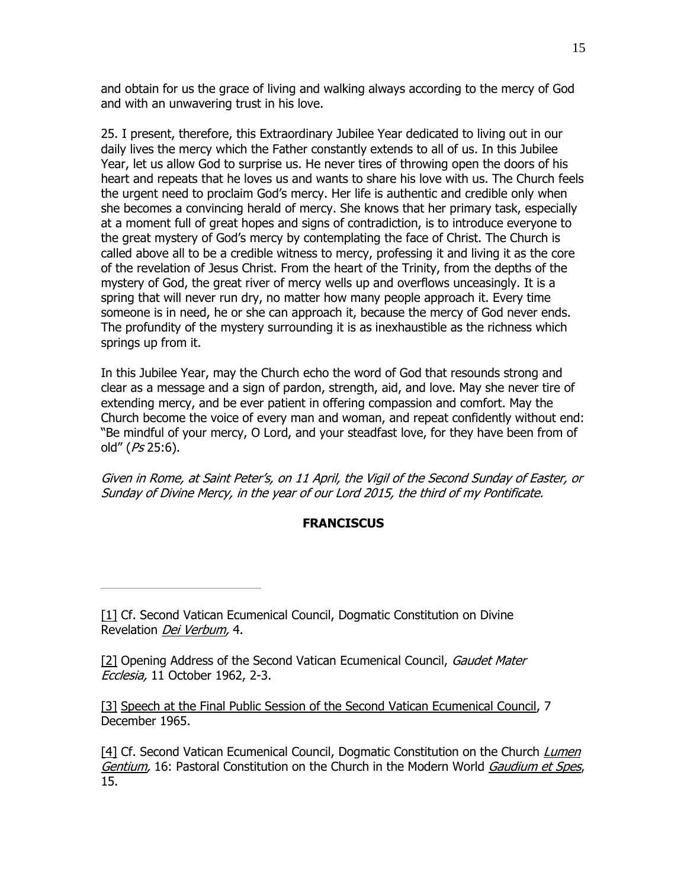and obtain for us the grace of living and walking always according to the mercy of God and with an unwavering trust in his love.

25. I present, therefore, this Extraordinary Jubilee Year dedicated to living out in our daily lives the mercy which the Father constantly extends to all of us. In this Jubilee Year, let us allow God to surprise us. He never tires of throwing open the doors of his heart and repeats that he loves us and wants to share his love with us. The Church feels the urgent need to proclaim God's mercy. Her life is authentic and credible only when she becomes a convincing herald of mercy. She knows that her primary task, especially at a moment full of great hopes and signs of contradiction, is to introduce everyone to the great mystery of God's mercy by contemplating the face of Christ. The Church is called above all to be a credible witness to mercy, professing it and living it as the core of the revelation of Jesus Christ. From the heart of the Trinity, from the depths of the mystery of God, the great river of mercy wells up and overflows unceasingly. It is a spring that will never run dry, no matter how many people approach it. Every time someone is in need, he or she can approach it, because the mercy of God never ends. The profundity of the mystery surrounding it is as inexhaustible as the richness which springs up from it.

In this Jubilee Year, may the Church echo the word of God that resounds strong and clear as a message and a sign of pardon, strength, aid, and love. May she never tire of extending mercy, and be ever patient in offering compassion and comfort. May the Church become the voice of every man and woman, and repeat confidently without end: "Be mindful of your mercy, O Lord, and your steadfast love, for they have been from of old" (*Ps* 25:6).

*Given in Rome, at Saint Peter's, on 11 April, the Vigil of the Second Sunday of Easter, or Sunday of Divine Mercy, in the year of our Lord 2015, the third of my Pontificate.*

**FRANCISCUS**

---

[1] Cf. Second Vatican Ecumenical Council, Dogmatic Constitution on Divine Revelation *Dei Verbum*, 4.

[2] Opening Address of the Second Vatican Ecumenical Council, *Gaudet Mater Ecclesia,* 11 October 1962, 2-3.

[3] Speech at the Final Public Session of the Second Vatican Ecumenical Council, 7 December 1965.

[4] Cf. Second Vatican Ecumenical Council, Dogmatic Constitution on the Church *Lumen Gentium,* 16: Pastoral Constitution on the Church in the Modern World *Gaudium et Spes*, 15.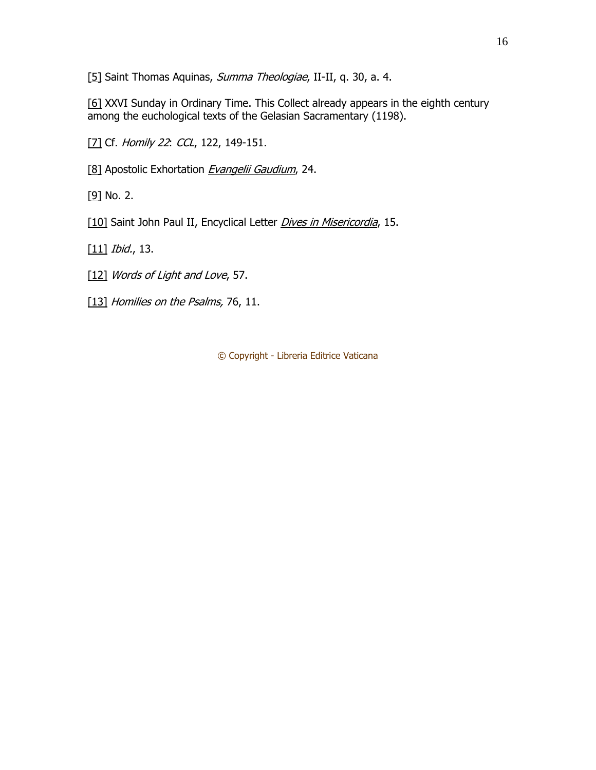[5] Saint Thomas Aquinas, *Summa Theologiae*, II-II, q. 30, a. 4.

[6] XXVI Sunday in Ordinary Time. This Collect already appears in the eighth century among the euchological texts of the Gelasian Sacramentary (1198).

[7] Cf. *Homily 22*: *CCL*, 122, 149-151.

[8] Apostolic Exhortation *Evangelii Gaudium*, 24.

[9] No. 2.

[10] Saint John Paul II, Encyclical Letter *Dives in Misericordia*, 15.

[11] *Ibid.*, 13.

[12] *Words of Light and Love*, 57.

[13] *Homilies on the Psalms,* 76, 11.

© Copyright - Libreria Editrice Vaticana